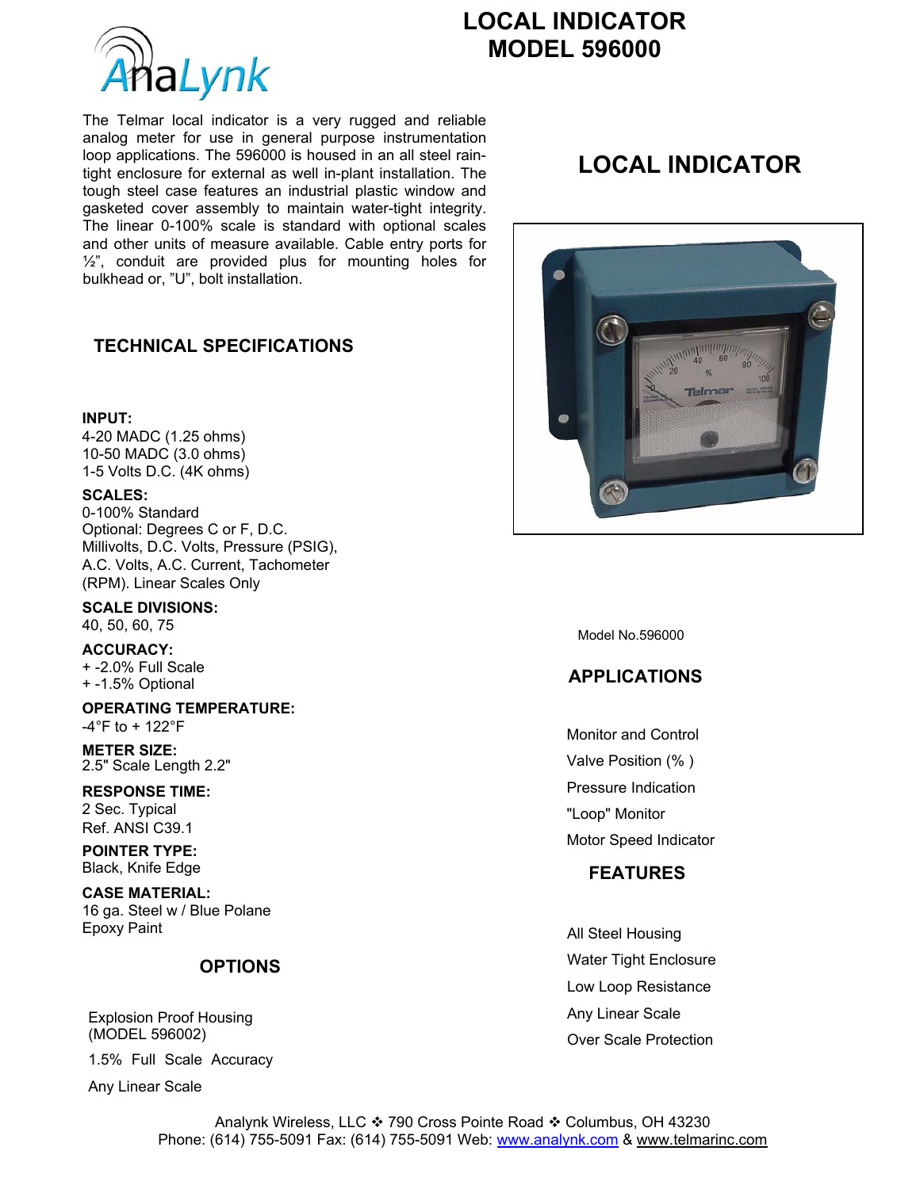# LOCAL INDICATOR MODEL 596000

The Telmar local indicator is a very rugged and reliable analog meter for use in general purpose instrumentation loop applications. The 596000 is housed in an all steel rain-tight enclosure for external as well in-plant installation. The tough steel case features an industrial plastic window and gasketed cover assembly to maintain water-tight integrity. The linear 0-100% scale is standard with optional scales and other units of measure available. Cable entry ports for ½", conduit are provided plus for mounting holes for bulkhead or, "U", bolt installation.

## LOCAL INDICATOR

Model No.596000

## TECHNICAL SPECIFICATIONS

**INPUT:**
4-20 MADC (1.25 ohms)
10-50 MADC (3.0 ohms)
1-5 Volts D.C. (4K ohms)

**SCALES:**
0-100% Standard
Optional: Degrees C or F, D.C. Millivolts, D.C. Volts, Pressure (PSIG), A.C. Volts, A.C. Current, Tachometer (RPM). Linear Scales Only

**SCALE DIVISIONS:**
40, 50, 60, 75

**ACCURACY:**
+ -2.0% Full Scale
+ -1.5% Optional

**OPERATING TEMPERATURE:**
-4°F to + 122°F

**METER SIZE:**
2.5" Scale Length 2.2"

**RESPONSE TIME:**
2 Sec. Typical
Ref. ANSI C39.1

**POINTER TYPE:**
Black, Knife Edge

**CASE MATERIAL:**
16 ga. Steel w / Blue Polane Epoxy Paint

## OPTIONS

Explosion Proof Housing (MODEL 596002)

1.5% Full Scale Accuracy

Any Linear Scale

## APPLICATIONS

Monitor and Control

Valve Position (% )

Pressure Indication

"Loop" Monitor

Motor Speed Indicator

## FEATURES

All Steel Housing

Water Tight Enclosure

Low Loop Resistance

Any Linear Scale

Over Scale Protection

Analynk Wireless, LLC ❖ 790 Cross Pointe Road ❖ Columbus, OH 43230
Phone: (614) 755-5091 Fax: (614) 755-5091 Web: www.analynk.com & www.telmarinc.com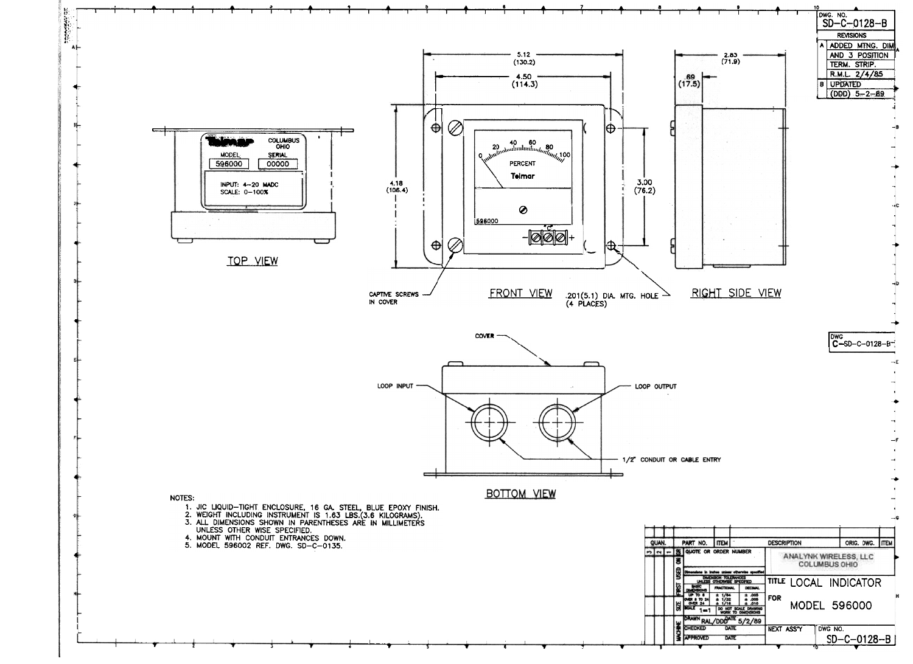DWG. NO. SD-C-0128-B

| REVISIONS | |
|---|---|
| A | ADDED MTNG. DIM AND 3 POSITION TERM. STRIP. R.M.L. 2/4/85 |
| B | UPDATED (DDD) 5-2-89 |

Telmar COLUMBUS OHIO

MODEL 596000 SERIAL 00000

INPUT: 4-20 MADC
SCALE: 0-100%

TOP VIEW

5.12 (130.2)

4.50 (114.3)

4.18 (106.4)

3.00 (76.2)

0 20 40 60 80 100
PERCENT
Telmar

596000

FRONT VIEW

CAPTIVE SCREWS IN COVER

.201(5.1) DIA. MTG. HOLE (4 PLACES)

2.83 (71.9)

.69 (17.5)

RIGHT SIDE VIEW

DWG C-SD-C-0128-B

COVER

LOOP INPUT

LOOP OUTPUT

1/2" CONDUIT OR CABLE ENTRY

BOTTOM VIEW

NOTES:

1. JIC LIQUID-TIGHT ENCLOSURE, 16 GA. STEEL, BLUE EPOXY FINISH.
2. WEIGHT INCLUDING INSTRUMENT IS 1.63 LBS.(3.6 KILOGRAMS).
3. ALL DIMENSIONS SHOWN IN PARENTHESES ARE IN MILLIMETERS UNLESS OTHER WISE SPECIFIED.
4. MOUNT WITH CONDUIT ENTRANCES DOWN.
5. MODEL 596002 REF. DWG. SD-C-0135.

| QUAN. | PART NO. | ITEM | DESCRIPTION | ORIG. DWG. | ITEM |
|---|---|---|---|---|---|

QUOTE OR ORDER NUMBER

ANALYNK WIRELESS, LLC
COLUMBUS OHIO

Dimensions in inches unless otherwise specified

| DIMENSION TOLERANCES UNLESS OTHERWISE SPECIFIED | | |
|---|---|---|
| BASIC DIMENSIONS | FRACTIONAL | DECIMAL |
| UP TO 6 | ± 1/64 | ± .005 |
| OVER 6 TO 24 | ± 1/32 | ± .005 |
| OVER 24 | ± 1/16 | ± .010 |

SCALE 1=1 DO NOT SCALE DRAWING WORK TO DIMENSIONS

TITLE LOCAL INDICATOR

FOR MODEL 596000

DRAWN RAL/DDD DATE 5/2/89

CHECKED DATE

APPROVED DATE

NEXT ASS'Y

DWG NO. SD-C-0128-B